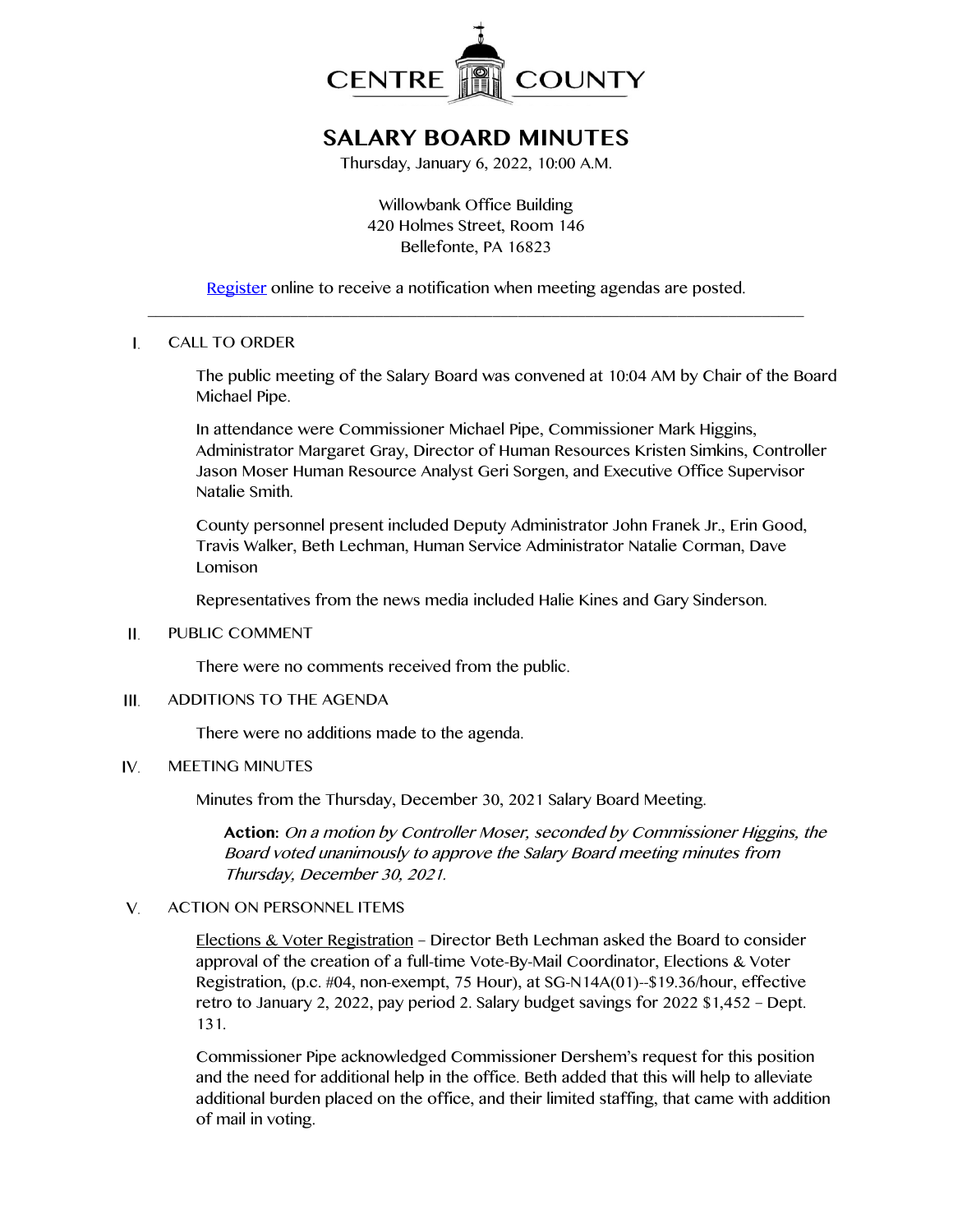# CENTRE COUNTY

## SALARY BOARD MINUTES

Thursday, January 6, 2022, 10:00 A.M.

Willowbank Office Building
420 Holmes Street, Room 146
Bellefonte, PA 16823

Register online to receive a notification when meeting agendas are posted.

---

I. CALL TO ORDER

The public meeting of the Salary Board was convened at 10:04 AM by Chair of the Board Michael Pipe.

In attendance were Commissioner Michael Pipe, Commissioner Mark Higgins, Administrator Margaret Gray, Director of Human Resources Kristen Simkins, Controller Jason Moser Human Resource Analyst Geri Sorgen, and Executive Office Supervisor Natalie Smith.

County personnel present included Deputy Administrator John Franek Jr., Erin Good, Travis Walker, Beth Lechman, Human Service Administrator Natalie Corman, Dave Lomison

Representatives from the news media included Halie Kines and Gary Sinderson.

II. PUBLIC COMMENT

There were no comments received from the public.

III. ADDITIONS TO THE AGENDA

There were no additions made to the agenda.

IV. MEETING MINUTES

Minutes from the Thursday, December 30, 2021 Salary Board Meeting.

> **Action:** *On a motion by Controller Moser, seconded by Commissioner Higgins, the Board voted unanimously to approve the Salary Board meeting minutes from Thursday, December 30, 2021.*

V. ACTION ON PERSONNEL ITEMS

Elections & Voter Registration – Director Beth Lechman asked the Board to consider approval of the creation of a full-time Vote-By-Mail Coordinator, Elections & Voter Registration, (p.c. #04, non-exempt, 75 Hour), at SG-N14A(01)--$19.36/hour, effective retro to January 2, 2022, pay period 2. Salary budget savings for 2022 $1,452 – Dept. 131.

Commissioner Pipe acknowledged Commissioner Dershem's request for this position and the need for additional help in the office. Beth added that this will help to alleviate additional burden placed on the office, and their limited staffing, that came with addition of mail in voting.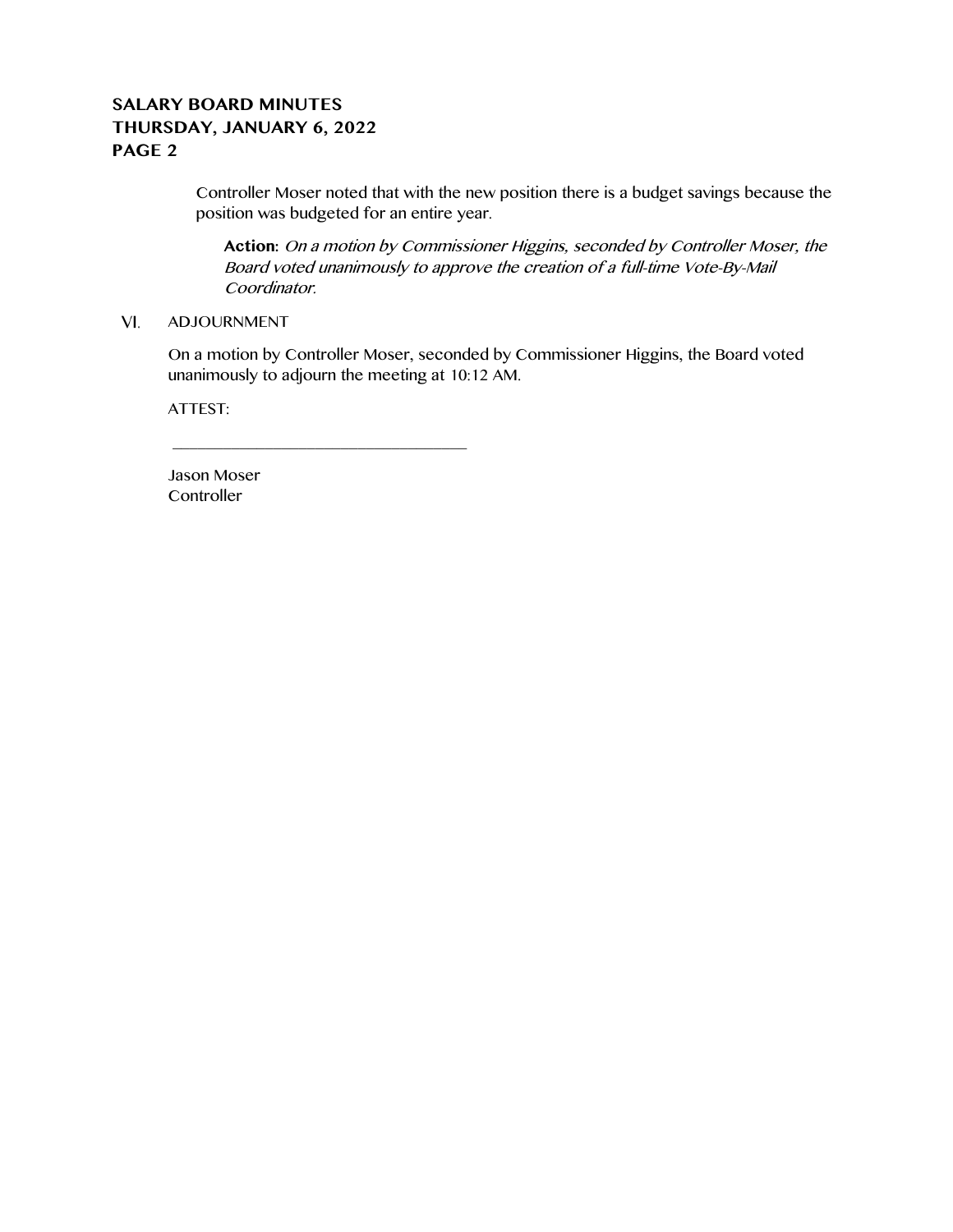Controller Moser noted that with the new position there is a budget savings because the position was budgeted for an entire year.

**Action:** *On a motion by Commissioner Higgins, seconded by Controller Moser, the Board voted unanimously to approve the creation of a full-time Vote-By-Mail Coordinator.*

VI. ADJOURNMENT

On a motion by Controller Moser, seconded by Commissioner Higgins, the Board voted unanimously to adjourn the meeting at 10:12 AM.

ATTEST:

\_\_\_\_\_\_\_\_\_\_\_\_\_\_\_\_\_\_\_\_\_\_\_\_\_\_\_\_\_\_\_\_\_\_\_\_

Jason Moser
Controller